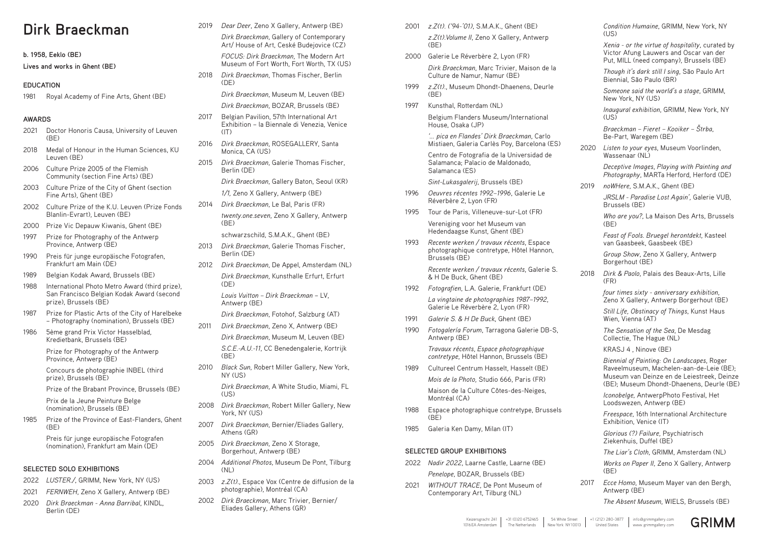# Dirk Braeckman

**b. 1958, Eeklo (BE)**

**Lives and works in Ghent (BE)**

## EDUCATION

1981 Royal Academy of Fine Arts, Ghent (BE)

## AWARDS

2021 Doctor Honoris Causa, University of Leuven (BE)

2018 Medal of Honour in the Human Sciences, KU Leuven (BE)

2006 Culture Prize 2005 of the Flemish Community (section Fine Arts) (BE)

2003 Culture Prize of the City of Ghent (section Fine Arts), Ghent (BE)

2002 Culture Prize of the K.U. Leuven (Prize Fonds Blanlin-Evrart), Leuven (BE)

2000 Prize Vic Depauw Kiwanis, Ghent (BE)

1997 Prize for Photography of the Antwerp Province, Antwerp (BE)

1990 Preis für junge europäische Fotografen, Frankfurt am Main (DE)

1989 Belgian Kodak Award, Brussels (BE)

1988 International Photo Metro Award (third prize), San Francisco Belgian Kodak Award (second prize), Brussels (BE)

1987 Prize for Plastic Arts of the City of Harelbeke – Photography (nomination), Brussels (BE)

1986 5ème grand Prix Victor Hasselblad, Kredietbank, Brussels (BE)

Prize for Photography of the Antwerp Province, Antwerp (BE)

Concours de photographie INBEL (third prize), Brussels (BE)

Prize of the Brabant Province, Brussels (BE)

Prix de la Jeune Peinture Belge (nomination), Brussels (BE)

1985 Prize of the Province of East-Flanders, Ghent (BE)

Preis für junge europäische Fotografen (nomination), Frankfurt am Main (DE)

## SELECTED SOLO EXHIBITIONS

2022 *LUSTER./*, GRIMM, New York, NY (US)

2021 *FERNWEH*, Zeno X Gallery, Antwerp (BE)

2020 *Dirk Braeckman - Anna Barribal*, KINDL, Berlin (DE)

2019 *Dear Deer*, Zeno X Gallery, Antwerp (BE)

*Dirk Braeckman*, Gallery of Contemporary Art/ House of Art, Ceské Budejovice (CZ)

*FOCUS: Dirk Braeckman*, The Modern Art Museum of Fort Worth, Fort Worth, TX (US)

2018 *Dirk Braeckman*, Thomas Fischer, Berlin (DE)

*Dirk Braeckman*, Museum M, Leuven (BE)

*Dirk Braeckman*, BOZAR, Brussels (BE)

2017 Belgian Pavilion, 57th International Art Exhibition – la Biennale di Venezia, Venice (IT)

2016 *Dirk Braeckman*, ROSEGALLERY, Santa Monica, CA (US)

2015 *Dirk Braeckman*, Galerie Thomas Fischer, Berlin (DE)

*Dirk Braeckman*, Gallery Baton, Seoul (KR)

*1/1*, Zeno X Gallery, Antwerp (BE)

2014 *Dirk Braeckman*, Le Bal, Paris (FR)

*twenty.one.seven*, Zeno X Gallery, Antwerp (BE)

schwarzschild, S.M.A.K., Ghent (BE)

2013 *Dirk Braeckman*, Galerie Thomas Fischer, Berlin (DE)

2012 *Dirk Braeckman*, De Appel, Amsterdam (NL)

*Dirk Braeckman*, Kunsthalle Erfurt, Erfurt (DE)

*Louis Vuitton – Dirk Braeckman* – LV, Antwerp (BE)

*Dirk Braeckman*, Fotohof, Salzburg (AT)

2011 *Dirk Braeckman*, Zeno X, Antwerp (BE)

*Dirk Braeckman*, Museum M, Leuven (BE)

*S.C.E.-A.U.-11*, CC Benedengalerie, Kortrijk (BE)

2010 *Black Sun*, Robert Miller Gallery, New York, NY (US)

*Dirk Braeckman*, A White Studio, Miami, FL (US)

2008 *Dirk Braeckman*, Robert Miller Gallery, New York, NY (US)

2007 *Dirk Braeckman*, Bernier/Eliades Gallery, Athens (GR)

2005 *Dirk Braeckman*, Zeno X Storage, Borgerhout, Antwerp (BE)

2004 *Additional Photos*, Museum De Pont, Tilburg (NL)

2003 *z.Z(t).*, Espace Vox (Centre de diffusion de la photographie), Montréal (CA)

2002 *Dirk Braeckman*, Marc Trivier, Bernier/ Eliades Gallery, Athens (GR)

2001 *z.Z(t). ('94-'01)*, S.M.A.K., Ghent (BE)

*z.Z(t).Volume II*, Zeno X Gallery, Antwerp (BE)

2000 Galerie Le Réverbère 2, Lyon (FR)

*Dirk Braeckman*, Marc Trivier, Maison de la Culture de Namur, Namur (BE)

1999 *z.Z(t).*, Museum Dhondt-Dhaenens, Deurle (BE)

1997 Kunsthal, Rotterdam (NL)

Belgium Flanders Museum/International House, Osaka (JP)

*'... pica en Flandes' Dirk Braeckman*, Carlo Mistiaen, Galeria Carlès Poy, Barcelona (ES)

Centro de Fotografia de la Universidad de Salamanca; Palacio de Maldonado, Salamanca (ES)

*Sint-Lukasgalerij*, Brussels (BE)

1996 *Oeuvres récentes 1992–1996*, Galerie Le Réverbère 2, Lyon (FR)

1995 Tour de Paris, Villeneuve-sur-Lot (FR)

Vereniging voor het Museum van Hedendaagse Kunst, Ghent (BE)

1993 *Recente werken / travaux récents*, Espace photographique contretype, Hôtel Hannon, Brussels (BE)

*Recente werken / travaux récents*, Galerie S. & H De Buck, Ghent (BE)

1992 *Fotografien*, L.A. Galerie, Frankfurt (DE)

*La vingtaine de photographies 1987–1992*, Galerie Le Réverbère 2, Lyon (FR)

1991 *Galerie S. & H De Buck*, Ghent (BE)

1990 *Fotogalería Forum*, Tarragona Galerie DB-S, Antwerp (BE)

*Travaux récents, Espace photographique contretype*, Hôtel Hannon, Brussels (BE)

1989 Cultureel Centrum Hasselt, Hasselt (BE)

*Mois de la Photo*, Studio 666, Paris (FR)

Maison de la Culture Côtes-des-Neiges, Montréal (CA)

1988 Espace photographique contretype, Brussels (BE)

1985 Galeria Ken Damy, Milan (IT)

## SELECTED GROUP EXHIBITIONS

2022 *Nadir 2022*, Laarne Castle, Laarne (BE)

*Penelope*, BOZAR, Brussels (BE)

2021 *WITHOUT TRACE*, De Pont Museum of Contemporary Art, Tilburg (NL)

*Condition Humaine*, GRIMM, New York, NY (US)

*Xenia - or the virtue of hospitality*, curated by Victor Afung Lauwers and Oscar van der Put, MILL (need company), Brussels (BE)

*Though it's dark still I sing*, São Paulo Art Biennial, São Paulo (BR)

*Someone said the world's a stage*, GRIMM, New York, NY (US)

*Inaugural exhibition*, GRIMM, New York, NY (US)

*Braeckman – Fieret – Kooiker – Štrba*, Be-Part, Waregem (BE)

2020 *Listen to your eyes*, Museum Voorlinden, Wassenaar (NL)

*Deceptive Images, Playing with Painting and Photography*, MARTa Herford, Herford (DE)

2019 *noWHere*, S.M.A.K., Ghent (BE)

*JRSLM - Paradise Lost Again'*, Galerie VUB, Brussels (BE)

*Who are you?*, La Maison Des Arts, Brussels (BE)

*Feast of Fools. Bruegel herontdekt*, Kasteel van Gaasbeek, Gaasbeek (BE)

*Group Show*, Zeno X Gallery, Antwerp Borgerhout (BE)

2018 *Dirk & Paolo*, Palais des Beaux-Arts, Lille (FR)

*four times sixty - anniversary exhibition*, Zeno X Gallery, Antwerp Borgerhout (BE)

*Still Life, Obstinacy of Things*, Kunst Haus Wien, Vienna (AT)

*The Sensation of the Sea*, De Mesdag Collectie, The Hague (NL)

KRASJ 4 , Ninove (BE)

*Biennial of Painting: On Landscapes*, Roger Raveelmuseum, Machelen-aan-de-Leie (BE); Museum van Deinze en de Leiestreek, Deinze (BE); Museum Dhondt-Dhaenens, Deurle (BE)

*Iconobelge*, AntwerpPhoto Festival, Het Loodswezen, Antwerp (BE)

*Freespace*, 16th International Architecture Exhibition, Venice (IT)

*Glorious (?) Failure*, Psychiatrisch Ziekenhuis, Duffel (BE)

*The Liar's Cloth*, GRIMM, Amsterdam (NL)

*Works on Paper II*, Zeno X Gallery, Antwerp (BE)

2017 *Ecce Homo*, Museum Mayer van den Bergh, Antwerp (BE)

*The Absent Museum*, WIELS, Brussels (BE)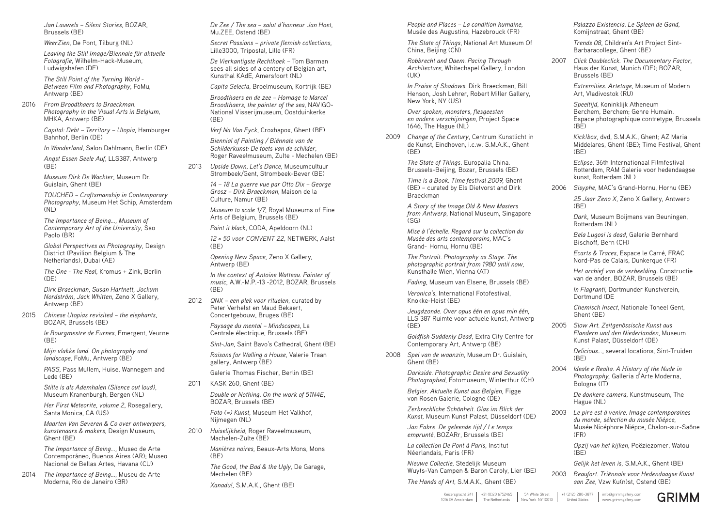*Jan Lauwels – Silent Stories*, BOZAR, Brussels (BE)

*WeerZien*, De Pont, Tilburg (NL)

*Leaving the Still Image/Biennale für aktuelle Fotografie*, Wilhelm-Hack-Museum, Ludwigshafen (DE)

*The Still Point of the Turning World - Between Film and Photography*, FoMu, Antwerp (BE)

2016 *From Broodthaers to Braeckman. Photography in the Visual Arts in Belgium*, MHKA, Antwerp (BE)

*Capital: Debt – Territory – Utopia*, Hamburger Bahnhof, Berlin (DE)

*In Wonderland*, Salon Dahlmann, Berlin (DE)

*Angst Essen Seele Auf*, LLS387, Antwerp (BE)

*Museum Dirk De Wachter*, Museum Dr. Guislain, Ghent (BE)

*TOUCHED – Craftsmanship in Contemporary Photography*, Museum Het Schip, Amsterdam (NL)

*The Importance of Being..., Museum of Contemporary Art of the University*, Sao Paolo (BR)

*Global Perspectives on Photography*, Design District (Pavilion Belgium & The Netherlands), Dubai (AE)

*The One - The Real*, Kromus + Zink, Berlin (DE)

*Dirk Braeckman, Susan Hartnett, Jockum Nordström, Jack Whitten*, Zeno X Gallery, Antwerp (BE)

2015 *Chinese Utopias revisited – the elephants*, BOZAR, Brussels (BE)

*le Bourgmestre de Furnes*, Emergent, Veurne (BE)

*Mijn vlakke land. On photography and landscape*, FoMu, Antwerp (BE)

*PASS*, Pass Mullem, Huise, Wannegem and Lede (BE)

*Stilte is als Ademhalen (Silence out loud)*, Museum Kranenburgh, Bergen (NL)

*Her First Meteorite, volume 2*, Rosegallery, Santa Monica, CA (US)

*Maarten Van Severen & Co over ontwerpers, kunstenaars & makers*, Design Museum, Ghent (BE)

*The Importance of Being...*, Museo de Arte Contemporáneo, Buenos Aires (AR); Museo Nacional de Bellas Artes, Havana (CU)

2014 *The Importance of Being...*, Museu de Arte Moderna, Rio de Janeiro (BR)

*De Zee / The sea – salut d'honneur Jan Hoet*, Mu.ZEE, Ostend (BE)

*Secret Passions – private flemish collections*, Lille3000, Tripostal, Lille (FR)

*De Vierkantigste Rechthoek* – Tom Barman sees all sides of a centery of Belgian art, Kunsthal KAdE, Amersfoort (NL)

*Capita Selecta*, Broelmuseum, Kortrijk (BE)

*Broodthaers en de zee – Homage to Marcel Broodthaers, the painter of the sea*, NAVIGO-National Visserijmuseum, Oostduinkerke (BE)

*Verf Na Van Eyck*, Croxhapox, Ghent (BE)

*Biennial of Painting / Biënnale van de Schilderkunst: De toets van de schilder*, Roger Raveelmuseum, Zulte - Mechelen (BE)

2013 *Upside Down, Let's Dance*, Museumcultuur Strombeek/Gent, Strombeek-Bever (BE)

*14 – 18 La guerre vue par Otto Dix – George Grosz – Dirk Braeckman*, Maison de la Culture, Namur (BE)

*Museum to scale 1/7*, Royal Museums of Fine Arts of Belgium, Brussels (BE)

*Paint it black*, CODA, Apeldoorn (NL)

*12 × 50 voor CONVENT 22*, NETWERK, Aalst (BE)

*Opening New Space*, Zeno X Gallery, Antwerp (BE)

*In the context of Antoine Watteau. Painter of music*, A.W.-M.P.-13 -2012, BOZAR, Brussels (BE)

2012 *QNX – een plek voor rituelen*, curated by Peter Verhelst en Maud Bekaert, Concertgebouw, Bruges (BE)

*Paysage du mental – Mindscapes*, La Centrale électrique, Brussels (BE)

*Sint-Jan*, Saint Bavo's Cathedral, Ghent (BE)

*Raisons for Walling a House*, Valerie Traan gallery, Antwerp (BE)

Galerie Thomas Fischer, Berlin (BE)

2011 KASK 260, Ghent (BE)

*Double or Nothing. On the work of 51N4E*, BOZAR, Brussels (BE)

*Foto (=) Kunst*, Museum Het Valkhof, Nijmegen (NL)

2010 *Huiselijkheid*, Roger Raveelmuseum, Machelen-Zulte (BE)

*Manières noires*, Beaux-Arts Mons, Mons (BE)

*The Good, the Bad & the Ugly*, De Garage, Mechelen (BE)

*Xanadu!*, S.M.A.K., Ghent (BE)

*People and Places – La condition humaine*, Musée des Augustins, Hazebrouck (FR)

*The State of Things*, National Art Museum Of China, Beijing (CN)

*Robbrecht and Daem. Pacing Through Architecture*, Whitechapel Gallery, London (UK)

*In Praise of Shadows*. Dirk Braeckman, Bill Henson, Josh Lehrer, Robert Miller Gallery, New York, NY (US)

*Over spoken, monsters, flesgeesten en andere verschijningen*, Project Space 1646, The Hague (NL)

2009 *Change of the Century*, Centrum Kunstlicht in de Kunst, Eindhoven, i.c.w. S.M.A.K., Ghent (BE)

*The State of Things*. Europalia China. Brussels-Beijing, Bozar, Brussels (BE)

*Time is a Book. Time festival 2009*, Ghent (BE) – curated by Els Dietvorst and Dirk Braeckman

*A Story of the Image.Old & New Masters from Antwerp*, National Museum, Singapore (SG)

*Mise à l'échelle. Regard sur la collection du Musée des arts contemporains*, MAC's Grand- Hornu, Hornu (BE)

*The Portrait. Photography as Stage. The photographic portrait from 1980 until now*, Kunsthalle Wien, Vienna (AT)

*Fading*, Museum van Elsene, Brussels (BE)

*Veronica's*, International Fotofestival, Knokke-Heist (BE)

*Jeugdzonde. Over opus één en opus min één*, LLS 387 Ruimte voor actuele kunst, Antwerp (BE)

*Goldfish Suddenly Dead*, Extra City Centre for Contemporary Art, Antwerp (BE)

2008 *Spel van de waanzin*, Museum Dr. Guislain, Ghent (BE)

*Darkside. Photographic Desire and Sexuality Photographed*, Fotomuseum, Winterthur (CH)

*Belgier. Aktuelle Kunst aus Belgien*, Figge von Rosen Galerie, Cologne (DE)

*Zerbrechliche Schönheit. Glas im Blick der Kunst*, Museum Kunst Palast, Düsseldorf (DE)

*Jan Fabre. De geleende tijd / Le temps emprunté*, BOZARr, Brussels (BE)

*La collection De Pont à Paris*, Institut Néerlandais, Paris (FR)

*Nieuwe Collectie*, Stedelijk Museum Wuyts-Van Campen & Baron Caroly, Lier (BE)

*The Hands of Art*, S.M.A.K., Ghent (BE)

*Palazzo Existencia. Le Spleen de Gand*, Komijnstraat, Ghent (BE)

*Trends 08*, Children's Art Project Sint-Barbaracollege, Ghent (BE)

2007 *Click Doubleclick. The Documentary Factor*, Haus der Kunst, Munich (DE); BOZAR, Brussels (BE)

*Extremities. Artetage*, Museum of Modern Art, Vladivostok (RU)

*Speeltijd*, Koninklijk Atheneum Berchem, Berchem; Genre Humain. Espace photographique contretype, Brussels (BE)

*Kick!box*, dvd, S.M.A.K., Ghent; AZ Maria Middelares, Ghent (BE); Time Festival, Ghent (BE)

*Eclipse*. 36th Internationaal Filmfestival Rotterdam, RAM Galerie voor hedendaagse kunst, Rotterdam (NL)

2006 *Sisyphe*, MAC's Grand-Hornu, Hornu (BE)

*25 Jaar Zeno X*, Zeno X Gallery, Antwerp (BE)

*Dark*, Museum Boijmans van Beuningen, Rotterdam (NL)

*Bela Lugosi is dead*, Galerie Bernhard Bischoff, Bern (CH)

*Ecarts & Traces*, Espace le Carré, FRAC Nord-Pas de Calais, Dunkerque (FR)

*Het archief van de verbeelding*. Constructie van de ander, BOZAR, Brussels (BE)

*In Flagranti*, Dortmunder Kunstverein, Dortmund (DE

*Chemisch Insect*, Nationale Toneel Gent, Ghent (BE)

2005 *Slow Art. Zeitgenössische Kunst aus Flandern und den Niederlanden*, Museum Kunst Palast, Düsseldorf (DE)

*Delicious...*, several locations, Sint-Truiden (BE)

2004 *Ideale e Realta. A History of the Nude in Photography*, Galleria d'Arte Moderna, Bologna (IT)

*De donkere camera*, Kunstmuseum, The Hague (NL)

2003 *Le pire est à venire. Image contemporaines du monde, sélection du musée Niépce*, Musée Nicéphore Niépce, Chalon-sur-Saône (FR)

*Opzij van het kijken*, Poëziezomer, Watou (BE)

*Gelijk het leven is*, S.M.A.K., Ghent (BE)

2003 *Beaufort. Triënnale voor Hedendaagse Kunst aan Zee*, Vzw Ku(n)st, Ostend (BE)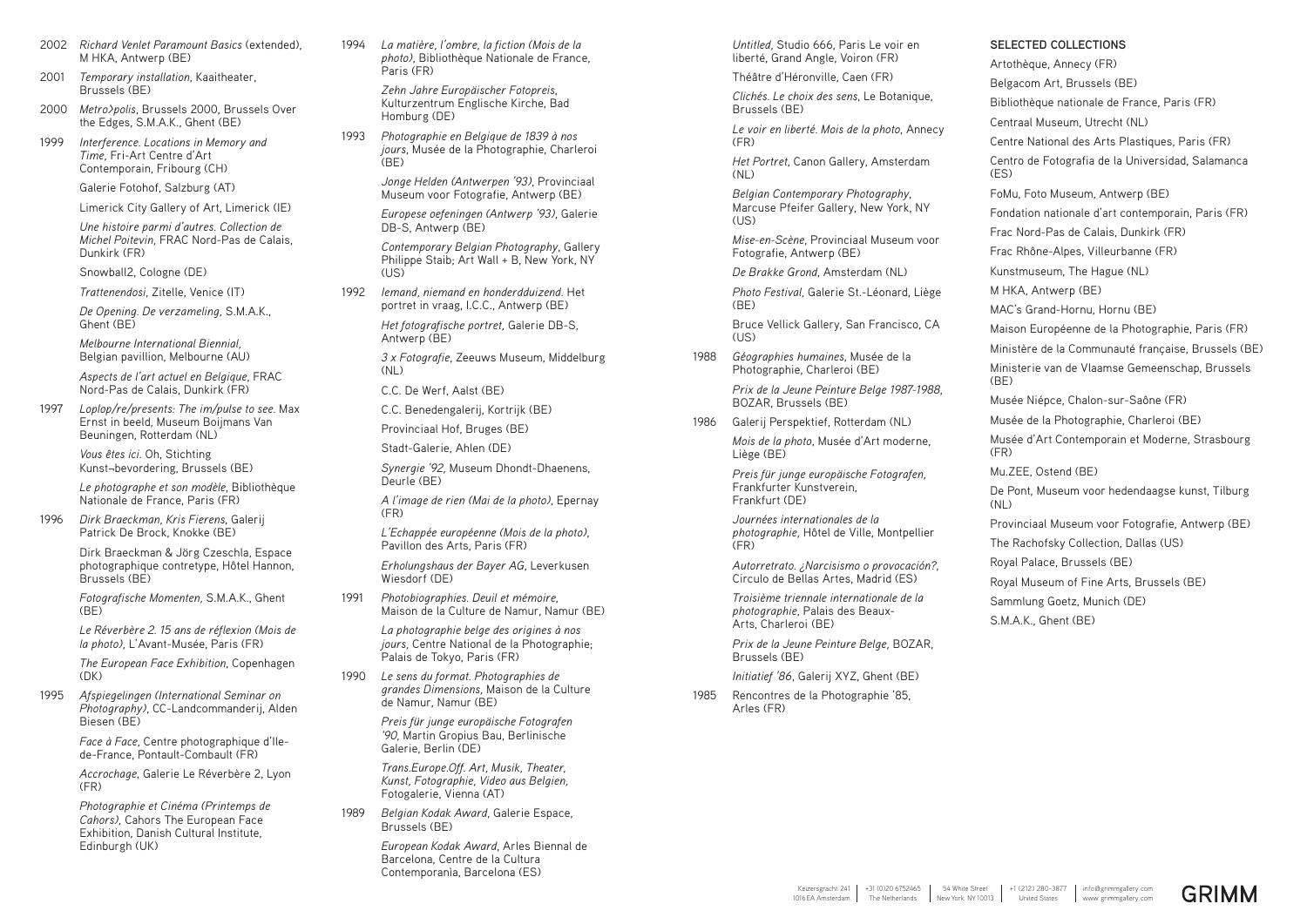2002 *Richard Venlet Paramount Basics* (extended), M HKA, Antwerp (BE)

2001 *Temporary installation*, Kaaitheater, Brussels (BE)

2000 *Metro>polis*, Brussels 2000, Brussels Over the Edges, S.M.A.K., Ghent (BE)

1999 *Interference. Locations in Memory and Time*, Fri-Art Centre d'Art Contemporain, Fribourg (CH)

Galerie Fotohof, Salzburg (AT)

Limerick City Gallery of Art, Limerick (IE)

*Une histoire parmi d'autres. Collection de Michel Poitevin*, FRAC Nord-Pas de Calais, Dunkirk (FR)

Snowball2, Cologne (DE)

*Trattenendosi*, Zitelle, Venice (IT)

*De Opening. De verzameling,* S.M.A.K., Ghent (BE)

*Melbourne International Biennial*, Belgian pavillion, Melbourne (AU)

*Aspects de l'art actuel en Belgique*, FRAC Nord-Pas de Calais, Dunkirk (FR)

1997 *Loplop/re/presents: The im/pulse to see.* Max Ernst in beeld, Museum Boijmans Van Beuningen, Rotterdam (NL)

*Vous êtes ici*. Oh, Stichting Kunst¬bevordering, Brussels (BE)

*Le photographe et son modèle*, Bibliothèque Nationale de France, Paris (FR)

1996 *Dirk Braeckman, Kris Fierens*, Galerij Patrick De Brock, Knokke (BE)

Dirk Braeckman & Jörg Czeschla, Espace photographique contretype, Hôtel Hannon, Brussels (BE)

*Fotografische Momenten,* S.M.A.K., Ghent (BE)

*Le Réverbère 2. 15 ans de réflexion (Mois de la photo)*, L'Avant-Musée, Paris (FR)

*The European Face Exhibition*, Copenhagen (DK)

1995 *Afspiegelingen (International Seminar on Photography)*, CC-Landcommanderij, Alden Biesen (BE)

*Face à Face*, Centre photographique d'Ile-de-France, Pontault-Combault (FR)

*Accrochage*, Galerie Le Réverbère 2, Lyon (FR)

*Photographie et Cinéma (Printemps de Cahors)*, Cahors The European Face Exhibition, Danish Cultural Institute, Edinburgh (UK)

1994 *La matière, l'ombre, la fiction (Mois de la photo)*, Bibliothèque Nationale de France, Paris (FR)

*Zehn Jahre Europäischer Fotopreis*, Kulturzentrum Englische Kirche, Bad Homburg (DE)

1993 *Photographie en Belgique de 1839 à nos jours*, Musée de la Photographie, Charleroi (BE)

*Jonge Helden (Antwerpen '93)*, Provinciaal Museum voor Fotografie, Antwerp (BE)

*Europese oefeningen (Antwerp '93)*, Galerie DB-S, Antwerp (BE)

*Contemporary Belgian Photography*, Gallery Philippe Staib; Art Wall + B, New York, NY (US)

1992 *Iemand, niemand en honderdduizend.* Het portret in vraag, I.C.C., Antwerp (BE)

*Het fotografische portret,* Galerie DB-S, Antwerp (BE)

*3 x Fotografie*, Zeeuws Museum, Middelburg (NL)

C.C. De Werf, Aalst (BE)

C.C. Benedengalerij, Kortrijk (BE)

Provinciaal Hof, Bruges (BE)

Stadt-Galerie, Ahlen (DE)

*Synergie '92,* Museum Dhondt-Dhaenens, Deurle (BE)

*A l'image de rien (Mai de la photo)*, Epernay (FR)

*L'Echappée européenne (Mois de la photo)*, Pavillon des Arts, Paris (FR)

*Erholungshaus der Bayer AG*, Leverkusen Wiesdorf (DE)

1991 *Photobiographies. Deuil et mémoire*, Maison de la Culture de Namur, Namur (BE)

*La photographie belge des origines à nos jours*, Centre National de la Photographie; Palais de Tokyo, Paris (FR)

1990 *Le sens du format. Photographies de grandes Dimensions*, Maison de la Culture de Namur, Namur (BE)

*Preis für junge europäische Fotografen '90*, Martin Gropius Bau, Berlinische Galerie, Berlin (DE)

*Trans.Europe.Off. Art, Musik, Theater, Kunst, Fotographie, Video aus Belgien*, Fotogalerie, Vienna (AT)

1989 *Belgian Kodak Award*, Galerie Espace, Brussels (BE)

*European Kodak Award*, Arles Biennal de Barcelona, Centre de la Cultura Contemporanìa, Barcelona (ES)

*Untitled*, Studio 666, Paris Le voir en liberté, Grand Angle, Voiron (FR)

Théâtre d'Héronville, Caen (FR)

*Clichés. Le choix des sens*, Le Botanique, Brussels (BE)

*Le voir en liberté. Mois de la photo*, Annecy (FR)

*Het Portret*, Canon Gallery, Amsterdam (NL)

*Belgian Contemporary Photography*, Marcuse Pfeifer Gallery, New York, NY (US)

*Mise-en-Scène*, Provinciaal Museum voor Fotografie, Antwerp (BE)

*De Brakke Grond*, Amsterdam (NL)

*Photo Festival*, Galerie St.-Léonard, Liège (BE)

Bruce Vellick Gallery, San Francisco, CA (US)

1988 *Géographies humaines*, Musée de la Photographie, Charleroi (BE)

*Prix de la Jeune Peinture Belge 1987-1988*, BOZAR, Brussels (BE)

1986 Galerij Perspektief, Rotterdam (NL)

*Mois de la photo*, Musée d'Art moderne, Liège (BE)

*Preis für junge europäische Fotografen*, Frankfurter Kunstverein, Frankfurt (DE)

*Journées internationales de la photographie,* Hôtel de Ville, Montpellier (FR)

*Autorretrato. ¿Narcisismo o provocación?*, Circulo de Bellas Artes, Madrid (ES)

*Troisième triennale internationale de la photographie*, Palais des Beaux-Arts, Charleroi (BE)

*Prix de la Jeune Peinture Belge,* BOZAR, Brussels (BE)

*Initiatief '86*, Galerij XYZ, Ghent (BE)

1985 Rencontres de la Photographie '85, Arles (FR)

**SELECTED COLLECTIONS**

Artothèque, Annecy (FR)

Belgacom Art, Brussels (BE)

Bibliothèque nationale de France, Paris (FR)

Centraal Museum, Utrecht (NL)

Centre National des Arts Plastiques, Paris (FR)

Centro de Fotografia de la Universidad, Salamanca (ES)

FoMu, Foto Museum, Antwerp (BE)

Fondation nationale d'art contemporain, Paris (FR)

Frac Nord-Pas de Calais, Dunkirk (FR)

Frac Rhône-Alpes, Villeurbanne (FR)

Kunstmuseum, The Hague (NL)

M HKA, Antwerp (BE)

MAC's Grand-Hornu, Hornu (BE)

Maison Européenne de la Photographie, Paris (FR)

Ministère de la Communauté française, Brussels (BE)

Ministerie van de Vlaamse Gemeenschap, Brussels (BE)

Musée Niépce, Chalon-sur-Saône (FR)

Musée de la Photographie, Charleroi (BE)

Musée d'Art Contemporain et Moderne, Strasbourg (FR)

Mu.ZEE, Ostend (BE)

De Pont, Museum voor hedendaagse kunst, Tilburg (NL)

Provinciaal Museum voor Fotografie, Antwerp (BE)

The Rachofsky Collection, Dallas (US)

Royal Palace, Brussels (BE)

Royal Museum of Fine Arts, Brussels (BE)

Sammlung Goetz, Munich (DE)

S.M.A.K., Ghent (BE)